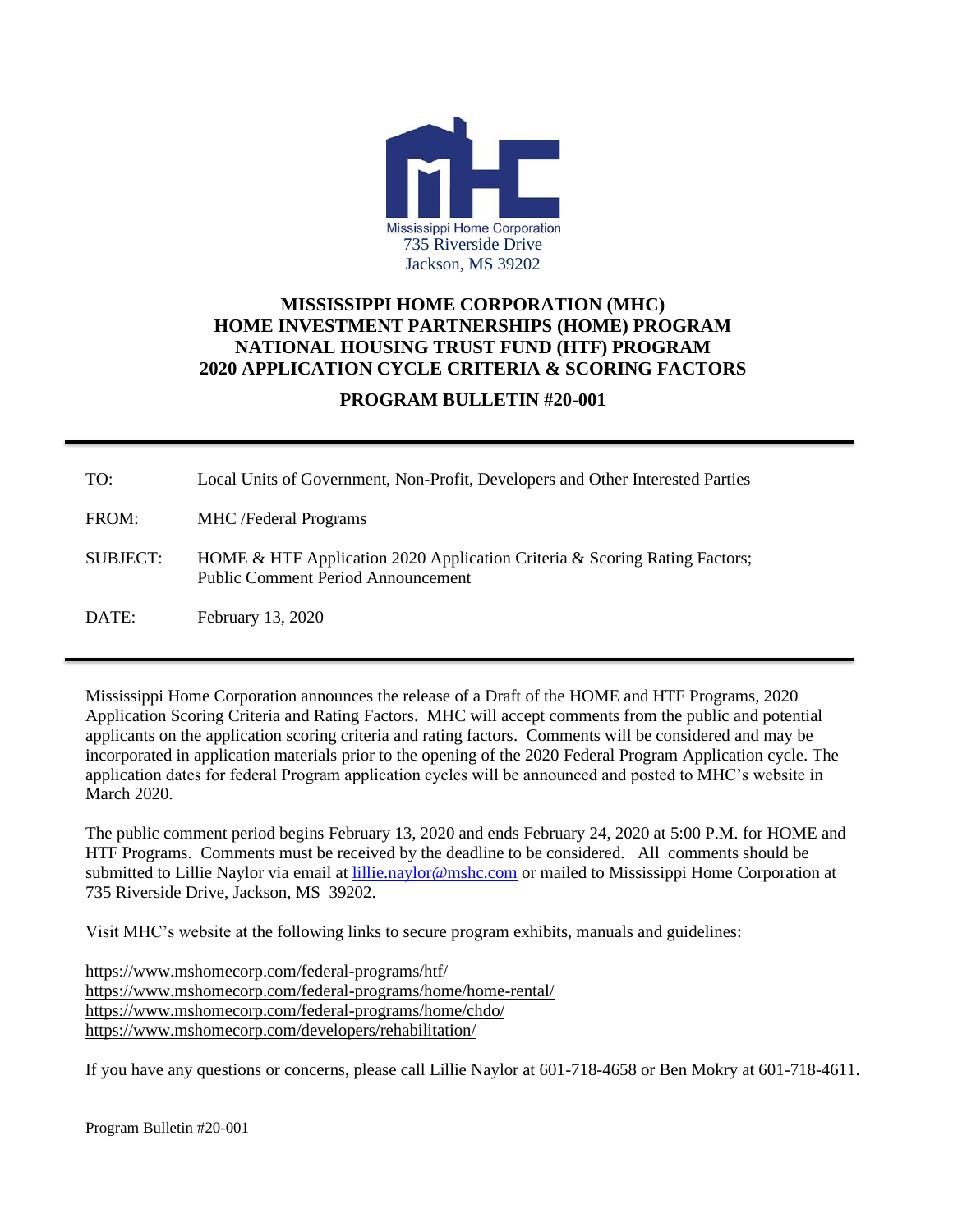Mississippi Home Corporation
735 Riverside Drive
Jackson, MS 39202

# MISSISSIPPI HOME CORPORATION (MHC)
# HOME INVESTMENT PARTNERSHIPS (HOME) PROGRAM
# NATIONAL HOUSING TRUST FUND (HTF) PROGRAM
# 2020 APPLICATION CYCLE CRITERIA & SCORING FACTORS

## PROGRAM BULLETIN #20-001

---

| | |
|---|---|
| TO: | Local Units of Government, Non-Profit, Developers and Other Interested Parties |
| FROM: | MHC /Federal Programs |
| SUBJECT: | HOME & HTF Application 2020 Application Criteria & Scoring Rating Factors; Public Comment Period Announcement |
| DATE: | February 13, 2020 |

---

Mississippi Home Corporation announces the release of a Draft of the HOME and HTF Programs, 2020 Application Scoring Criteria and Rating Factors. MHC will accept comments from the public and potential applicants on the application scoring criteria and rating factors. Comments will be considered and may be incorporated in application materials prior to the opening of the 2020 Federal Program Application cycle. The application dates for federal Program application cycles will be announced and posted to MHC's website in March 2020.

The public comment period begins February 13, 2020 and ends February 24, 2020 at 5:00 P.M. for HOME and HTF Programs. Comments must be received by the deadline to be considered. All comments should be submitted to Lillie Naylor via email at lillie.naylor@mshc.com or mailed to Mississippi Home Corporation at 735 Riverside Drive, Jackson, MS 39202.

Visit MHC's website at the following links to secure program exhibits, manuals and guidelines:

https://www.mshomecorp.com/federal-programs/htf/
https://www.mshomecorp.com/federal-programs/home/home-rental/
https://www.mshomecorp.com/federal-programs/home/chdo/
https://www.mshomecorp.com/developers/rehabilitation/

If you have any questions or concerns, please call Lillie Naylor at 601-718-4658 or Ben Mokry at 601-718-4611.